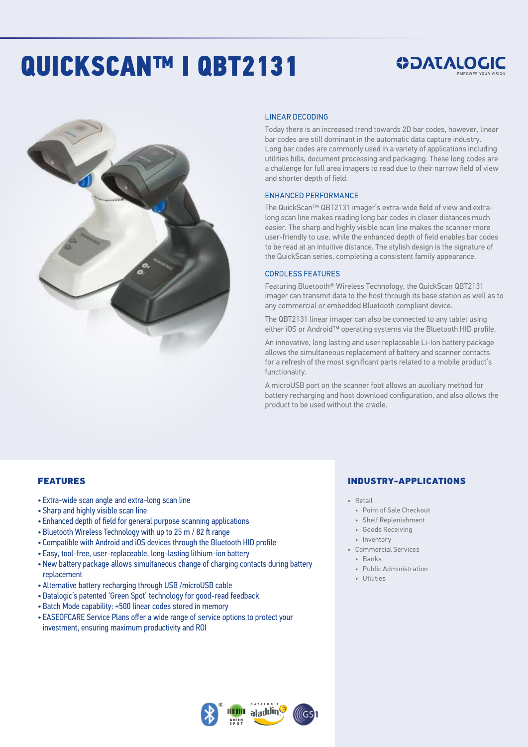# QUICKSCAN™ I QBT2131

### LINEAR DECODING

Today there is an increased trend towards 2D bar codes, however, linear bar codes are still dominant in the automatic data capture industry. Long bar codes are commonly used in a variety of applications including utilities bills, document processing and packaging. These long codes are a challenge for full area imagers to read due to their narrow field of view and shorter depth of field.

### ENHANCED PERFORMANCE

The QuickScan™ QBT2131 imager's extra-wide field of view and extra-long scan line makes reading long bar codes in closer distances much easier. The sharp and highly visible scan line makes the scanner more user-friendly to use, while the enhanced depth of field enables bar codes to be read at an intuitive distance. The stylish design is the signature of the QuickScan series, completing a consistent family appearance.

### CORDLESS FEATURES

Featuring Bluetooth® Wireless Technology, the QuickScan QBT2131 imager can transmit data to the host through its base station as well as to any commercial or embedded Bluetooth compliant device.

The QBT2131 linear imager can also be connected to any tablet using either iOS or Android™ operating systems via the Bluetooth HID profile.

An innovative, long lasting and user replaceable Li-Ion battery package allows the simultaneous replacement of battery and scanner contacts for a refresh of the most significant parts related to a mobile product's functionality.

A microUSB port on the scanner foot allows an auxiliary method for battery recharging and host download configuration, and also allows the product to be used without the cradle.

## FEATURES

- Extra-wide scan angle and extra-long scan line
- Sharp and highly visible scan line
- Enhanced depth of field for general purpose scanning applications
- Bluetooth Wireless Technology with up to 25 m / 82 ft range
- Compatible with Android and iOS devices through the Bluetooth HID profile
- Easy, tool-free, user-replaceable, long-lasting lithium-ion battery
- New battery package allows simultaneous change of charging contacts during battery replacement
- Alternative battery recharging through USB /microUSB cable
- Datalogic's patented 'Green Spot' technology for good-read feedback
- Batch Mode capability: +500 linear codes stored in memory
- EASEOFCARE Service Plans offer a wide range of service options to protect your investment, ensuring maximum productivity and ROI

## INDUSTRY-APPLICATIONS

- Retail
  - Point of Sale Checkout
  - Shelf Replenishment
  - Goods Receiving
  - Inventory
- Commercial Services
  - Banks
  - Public Administration
  - Utilities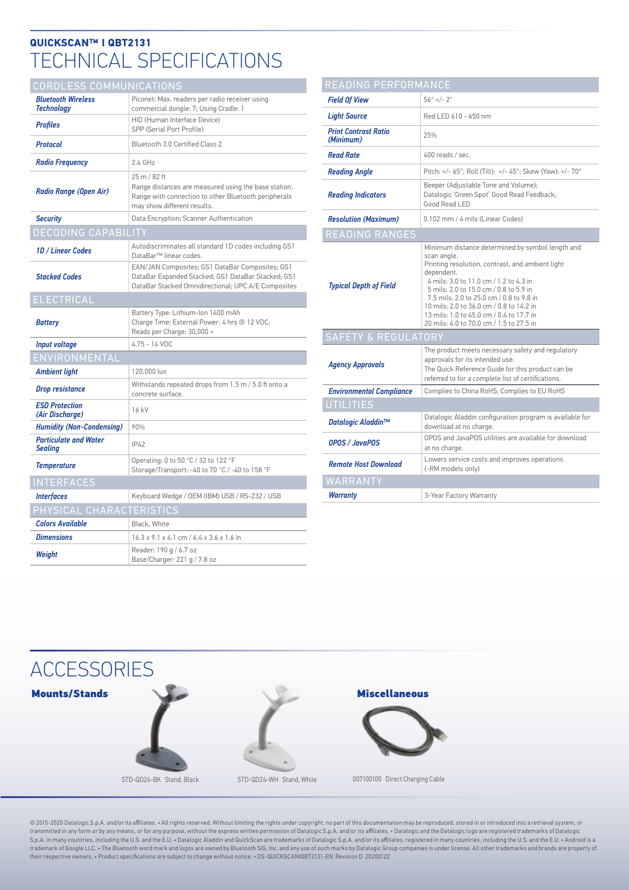**QUICKSCAN™ I QBT2131**

# TECHNICAL SPECIFICATIONS

## CORDLESS COMMUNICATIONS

| | |
|---|---|
| ***Bluetooth Wireless Technology*** | Piconet: Max. readers per radio receiver using commercial dongle: 7; Using Cradle: 1 |
| ***Profiles*** | HID (Human Interface Device)<br>SPP (Serial Port Profile) |
| ***Protocol*** | Bluetooth 3.0 Certified Class 2 |
| ***Radio Frequency*** | 2.4 GHz |
| ***Radio Range (Open Air)*** | 25 m / 82 ft<br>Range distances are measured using the base station. Range with connection to other Bluetooth peripherals may show different results. |
| ***Security*** | Data Encryption; Scanner Authentication |

## DECODING CAPABILITY

| | |
|---|---|
| ***1D / Linear Codes*** | Autodiscriminates all standard 1D codes including GS1 DataBar™ linear codes. |
| ***Stacked Codes*** | EAN/JAN Composites; GS1 DataBar Composites; GS1 DataBar Expanded Stacked; GS1 DataBar Stacked; GS1 DataBar Stacked Omnidirectional; UPC A/E Composites |

## ELECTRICAL

| | |
|---|---|
| ***Battery*** | Battery Type: Lithium-Ion 1400 mAh<br>Charge Time: External Power: 4 hrs @ 12 VDC;<br>Reads per Charge: 30,000 + |
| ***Input voltage*** | 4.75 - 14 VDC |

## ENVIRONMENTAL

| | |
|---|---|
| ***Ambient light*** | 120,000 lux |
| ***Drop resistance*** | Withstands repeated drops from 1.5 m / 5.0 ft onto a concrete surface. |
| ***ESD Protection (Air Discharge)*** | 16 kV |
| ***Humidity (Non-Condensing)*** | 90% |
| ***Particulate and Water Sealing*** | IP42 |
| ***Temperature*** | Operating: 0 to 50 °C / 32 to 122 °F<br>Storage/Transport: -40 to 70 °C / -40 to 158 °F |

## INTERFACES

| | |
|---|---|
| ***Interfaces*** | Keyboard Wedge / OEM (IBM) USB / RS-232 / USB |

## PHYSICAL CHARACTERISTICS

| | |
|---|---|
| ***Colors Available*** | Black, White |
| ***Dimensions*** | 16.3 x 9.1 x 4.1 cm / 6.4 x 3.6 x 1.6 in |
| ***Weight*** | Reader: 190 g / 6.7 oz<br>Base/Charger: 221 g / 7.8 oz |

## READING PERFORMANCE

| | |
|---|---|
| ***Field Of View*** | 56° +/- 2° |
| ***Light Source*** | Red LED 610 - 650 nm |
| ***Print Contrast Ratio (Minimum)*** | 25% |
| ***Read Rate*** | 400 reads / sec. |
| ***Reading Angle*** | Pitch: +/- 65°; Roll (Tilt): +/- 45°; Skew (Yaw): +/- 70° |
| ***Reading Indicators*** | Beeper (Adjustable Tone and Volume);<br>Datalogic 'Green Spot' Good Read Feedback;<br>Good Read LED |
| ***Resolution (Maximum)*** | 0.102 mm / 4 mils (Linear Codes) |

## READING RANGES

| | |
|---|---|
| ***Typical Depth of Field*** | Minimum distance determined by symbol length and scan angle.<br>Printing resolution, contrast, and ambient light dependent.<br>4 mils: 3.0 to 11.0 cm / 1.2 to 4.3 in<br>5 mils: 2.0 to 15.0 cm / 0.8 to 5.9 in<br>7.5 mils: 2.0 to 25.0 cm / 0.8 to 9.8 in<br>10 mils: 2.0 to 36.0 cm / 0.8 to 14.2 in<br>13 mils: 1.0 to 45.0 cm / 0.4 to 17.7 in<br>20 mils: 4.0 to 70.0 cm / 1.5 to 27.5 in |

## SAFETY & REGULATORY

| | |
|---|---|
| ***Agency Approvals*** | The product meets necessary safety and regulatory approvals for its intended use.<br>The Quick Reference Guide for this product can be referred to for a complete list of certifications. |
| ***Environmental Compliance*** | Complies to China RoHS; Complies to EU RoHS |

## UTILITIES

| | |
|---|---|
| ***Datalogic Aladdin™*** | Datalogic Aladdin configuration program is available for download at no charge. |
| ***OPOS / JavaPOS*** | OPOS and JavaPOS utilities are available for download at no charge. |
| ***Remote Host Download*** | Lowers service costs and improves operations (-RM models only) |

## WARRANTY

| | |
|---|---|
| ***Warranty*** | 3-Year Factory Warranty |

# ACCESSORIES

### Mounts/Stands

STD-QD24-BK Stand, Black

STD-QD24-WH Stand, White

### Miscellaneous

007100100 Direct Charging Cable

© 2015-2020 Datalogic S.p.A. and/or its affiliates. • All rights reserved. Without limiting the rights under copyright, no part of this documentation may be reproduced, stored in or introduced into a retrieval system, or transmitted in any form or by any means, or for any purpose, without the express written permission of Datalogic S.p.A. and/or its affiliates. • Datalogic and the Datalogic logo are registered trademarks of Datalogic S.p.A. in many countries, including the U.S. and the E.U. • Datalogic Aladdin and QuickScan are trademarks of Datalogic S.p.A. and/or its affiliates, registered in many countries, including the U.S. and the E.U. • Android is a trademark of Google LLC. • The Bluetooth word mark and logos are owned by Bluetooth SIG, Inc. and any use of such marks by Datalogic Group companies is under license. All other trademarks and brands are property of their respective owners. • Product specifications are subject to change without notice. • DS-QUICKSCANIQBT2131-EN Revision D 20200122